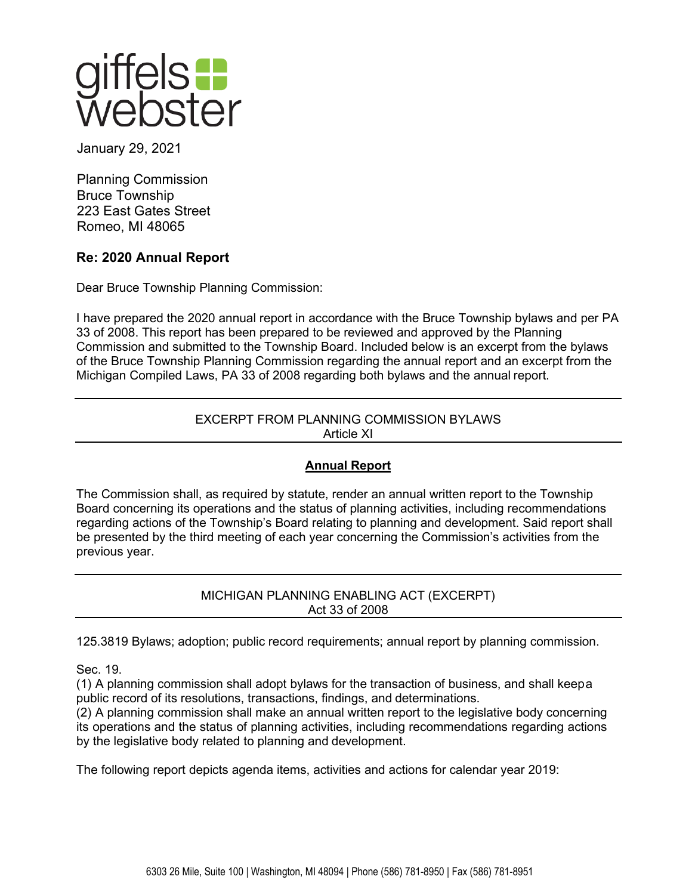giffels webster

January 29, 2021

Planning Commission
Bruce Township
223 East Gates Street
Romeo, MI 48065

**Re: 2020 Annual Report**

Dear Bruce Township Planning Commission:

I have prepared the 2020 annual report in accordance with the Bruce Township bylaws and per PA 33 of 2008. This report has been prepared to be reviewed and approved by the Planning Commission and submitted to the Township Board. Included below is an excerpt from the bylaws of the Bruce Township Planning Commission regarding the annual report and an excerpt from the Michigan Compiled Laws, PA 33 of 2008 regarding both bylaws and the annual report.

---

EXCERPT FROM PLANNING COMMISSION BYLAWS
Article XI

---

**Annual Report**

The Commission shall, as required by statute, render an annual written report to the Township Board concerning its operations and the status of planning activities, including recommendations regarding actions of the Township's Board relating to planning and development. Said report shall be presented by the third meeting of each year concerning the Commission's activities from the previous year.

---

MICHIGAN PLANNING ENABLING ACT (EXCERPT)
Act 33 of 2008

---

125.3819 Bylaws; adoption; public record requirements; annual report by planning commission.

Sec. 19.
(1) A planning commission shall adopt bylaws for the transaction of business, and shall keepa public record of its resolutions, transactions, findings, and determinations.
(2) A planning commission shall make an annual written report to the legislative body concerning its operations and the status of planning activities, including recommendations regarding actions by the legislative body related to planning and development.

The following report depicts agenda items, activities and actions for calendar year 2019: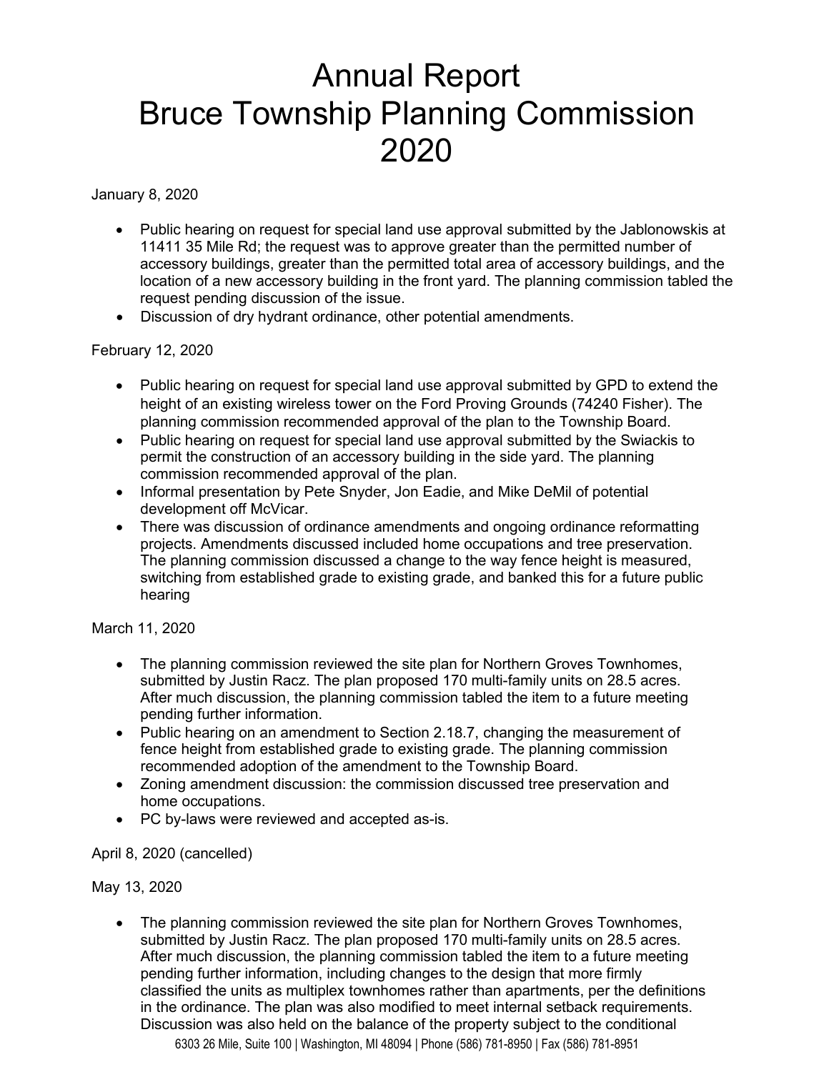# Annual Report
# Bruce Township Planning Commission
# 2020

January 8, 2020

- Public hearing on request for special land use approval submitted by the Jablonowskis at 11411 35 Mile Rd; the request was to approve greater than the permitted number of accessory buildings, greater than the permitted total area of accessory buildings, and the location of a new accessory building in the front yard. The planning commission tabled the request pending discussion of the issue.
- Discussion of dry hydrant ordinance, other potential amendments.

February 12, 2020

- Public hearing on request for special land use approval submitted by GPD to extend the height of an existing wireless tower on the Ford Proving Grounds (74240 Fisher). The planning commission recommended approval of the plan to the Township Board.
- Public hearing on request for special land use approval submitted by the Swiackis to permit the construction of an accessory building in the side yard. The planning commission recommended approval of the plan.
- Informal presentation by Pete Snyder, Jon Eadie, and Mike DeMil of potential development off McVicar.
- There was discussion of ordinance amendments and ongoing ordinance reformatting projects. Amendments discussed included home occupations and tree preservation. The planning commission discussed a change to the way fence height is measured, switching from established grade to existing grade, and banked this for a future public hearing

March 11, 2020

- The planning commission reviewed the site plan for Northern Groves Townhomes, submitted by Justin Racz. The plan proposed 170 multi-family units on 28.5 acres. After much discussion, the planning commission tabled the item to a future meeting pending further information.
- Public hearing on an amendment to Section 2.18.7, changing the measurement of fence height from established grade to existing grade. The planning commission recommended adoption of the amendment to the Township Board.
- Zoning amendment discussion: the commission discussed tree preservation and home occupations.
- PC by-laws were reviewed and accepted as-is.

April 8, 2020 (cancelled)

May 13, 2020

- The planning commission reviewed the site plan for Northern Groves Townhomes, submitted by Justin Racz. The plan proposed 170 multi-family units on 28.5 acres. After much discussion, the planning commission tabled the item to a future meeting pending further information, including changes to the design that more firmly classified the units as multiplex townhomes rather than apartments, per the definitions in the ordinance. The plan was also modified to meet internal setback requirements. Discussion was also held on the balance of the property subject to the conditional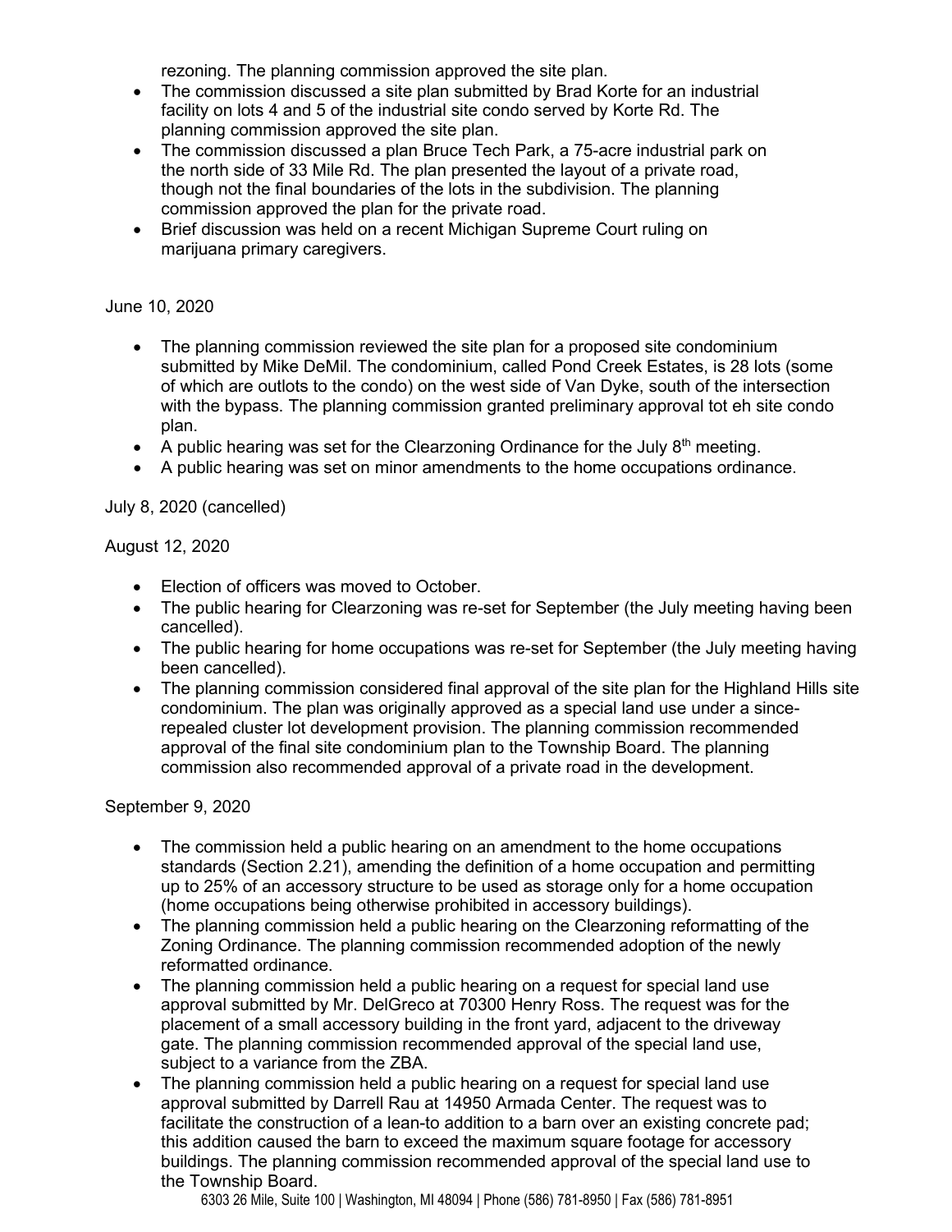rezoning. The planning commission approved the site plan.

- The commission discussed a site plan submitted by Brad Korte for an industrial facility on lots 4 and 5 of the industrial site condo served by Korte Rd. The planning commission approved the site plan.
- The commission discussed a plan Bruce Tech Park, a 75-acre industrial park on the north side of 33 Mile Rd. The plan presented the layout of a private road, though not the final boundaries of the lots in the subdivision. The planning commission approved the plan for the private road.
- Brief discussion was held on a recent Michigan Supreme Court ruling on marijuana primary caregivers.

June 10, 2020

- The planning commission reviewed the site plan for a proposed site condominium submitted by Mike DeMil. The condominium, called Pond Creek Estates, is 28 lots (some of which are outlots to the condo) on the west side of Van Dyke, south of the intersection with the bypass. The planning commission granted preliminary approval tot eh site condo plan.
- A public hearing was set for the Clearzoning Ordinance for the July 8th meeting.
- A public hearing was set on minor amendments to the home occupations ordinance.

July 8, 2020 (cancelled)

August 12, 2020

- Election of officers was moved to October.
- The public hearing for Clearzoning was re-set for September (the July meeting having been cancelled).
- The public hearing for home occupations was re-set for September (the July meeting having been cancelled).
- The planning commission considered final approval of the site plan for the Highland Hills site condominium. The plan was originally approved as a special land use under a since-repealed cluster lot development provision. The planning commission recommended approval of the final site condominium plan to the Township Board. The planning commission also recommended approval of a private road in the development.

September 9, 2020

- The commission held a public hearing on an amendment to the home occupations standards (Section 2.21), amending the definition of a home occupation and permitting up to 25% of an accessory structure to be used as storage only for a home occupation (home occupations being otherwise prohibited in accessory buildings).
- The planning commission held a public hearing on the Clearzoning reformatting of the Zoning Ordinance. The planning commission recommended adoption of the newly reformatted ordinance.
- The planning commission held a public hearing on a request for special land use approval submitted by Mr. DelGreco at 70300 Henry Ross. The request was for the placement of a small accessory building in the front yard, adjacent to the driveway gate. The planning commission recommended approval of the special land use, subject to a variance from the ZBA.
- The planning commission held a public hearing on a request for special land use approval submitted by Darrell Rau at 14950 Armada Center. The request was to facilitate the construction of a lean-to addition to a barn over an existing concrete pad; this addition caused the barn to exceed the maximum square footage for accessory buildings. The planning commission recommended approval of the special land use to the Township Board.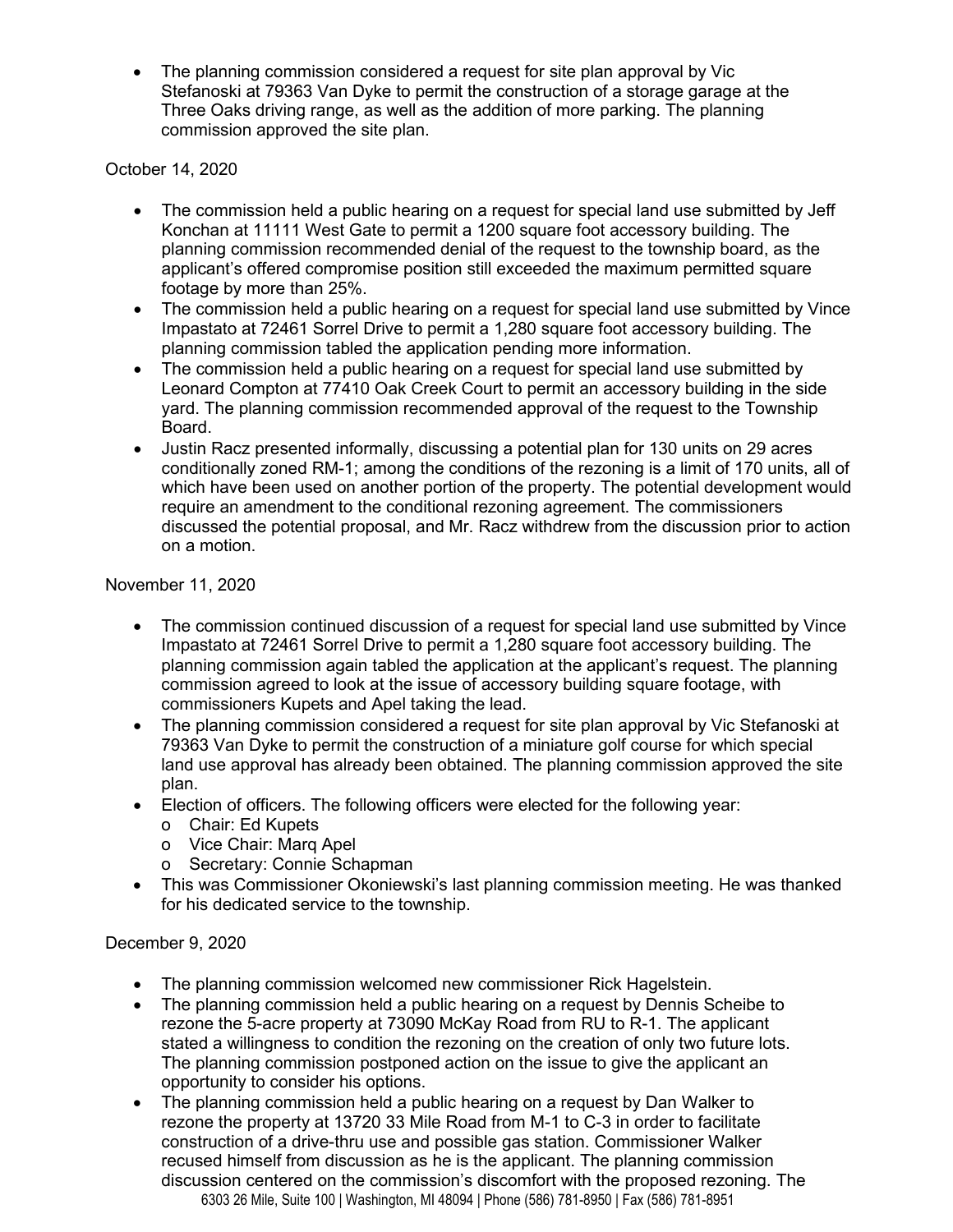- The planning commission considered a request for site plan approval by Vic Stefanoski at 79363 Van Dyke to permit the construction of a storage garage at the Three Oaks driving range, as well as the addition of more parking. The planning commission approved the site plan.

October 14, 2020

- The commission held a public hearing on a request for special land use submitted by Jeff Konchan at 11111 West Gate to permit a 1200 square foot accessory building. The planning commission recommended denial of the request to the township board, as the applicant's offered compromise position still exceeded the maximum permitted square footage by more than 25%.
- The commission held a public hearing on a request for special land use submitted by Vince Impastato at 72461 Sorrel Drive to permit a 1,280 square foot accessory building. The planning commission tabled the application pending more information.
- The commission held a public hearing on a request for special land use submitted by Leonard Compton at 77410 Oak Creek Court to permit an accessory building in the side yard. The planning commission recommended approval of the request to the Township Board.
- Justin Racz presented informally, discussing a potential plan for 130 units on 29 acres conditionally zoned RM-1; among the conditions of the rezoning is a limit of 170 units, all of which have been used on another portion of the property. The potential development would require an amendment to the conditional rezoning agreement. The commissioners discussed the potential proposal, and Mr. Racz withdrew from the discussion prior to action on a motion.

November 11, 2020

- The commission continued discussion of a request for special land use submitted by Vince Impastato at 72461 Sorrel Drive to permit a 1,280 square foot accessory building. The planning commission again tabled the application at the applicant's request. The planning commission agreed to look at the issue of accessory building square footage, with commissioners Kupets and Apel taking the lead.
- The planning commission considered a request for site plan approval by Vic Stefanoski at 79363 Van Dyke to permit the construction of a miniature golf course for which special land use approval has already been obtained. The planning commission approved the site plan.
- Election of officers. The following officers were elected for the following year:
  - Chair: Ed Kupets
  - Vice Chair: Marq Apel
  - Secretary: Connie Schapman
- This was Commissioner Okoniewski's last planning commission meeting. He was thanked for his dedicated service to the township.

December 9, 2020

- The planning commission welcomed new commissioner Rick Hagelstein.
- The planning commission held a public hearing on a request by Dennis Scheibe to rezone the 5-acre property at 73090 McKay Road from RU to R-1. The applicant stated a willingness to condition the rezoning on the creation of only two future lots. The planning commission postponed action on the issue to give the applicant an opportunity to consider his options.
- The planning commission held a public hearing on a request by Dan Walker to rezone the property at 13720 33 Mile Road from M-1 to C-3 in order to facilitate construction of a drive-thru use and possible gas station. Commissioner Walker recused himself from discussion as he is the applicant. The planning commission discussion centered on the commission's discomfort with the proposed rezoning. The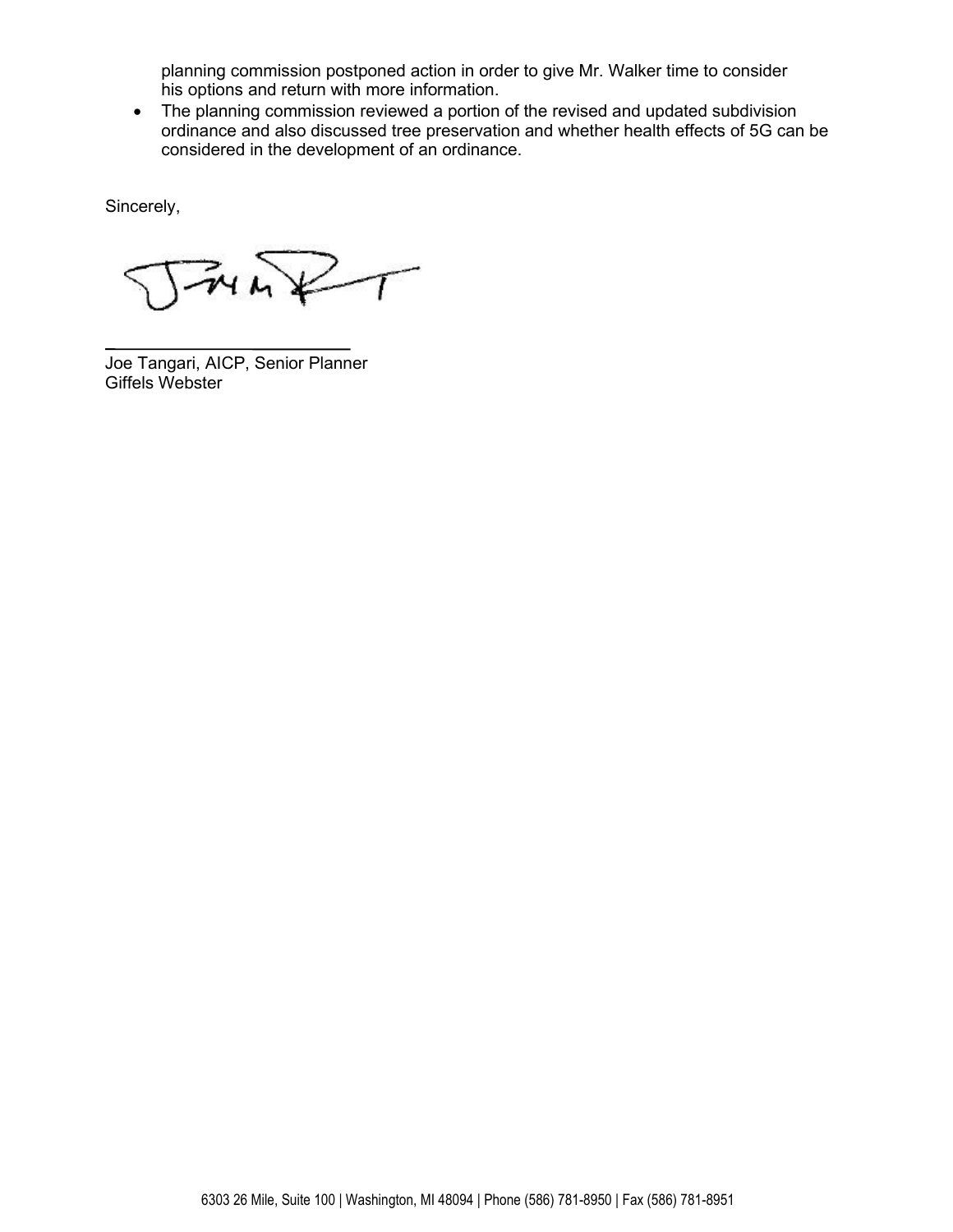planning commission postponed action in order to give Mr. Walker time to consider his options and return with more information.

- The planning commission reviewed a portion of the revised and updated subdivision ordinance and also discussed tree preservation and whether health effects of 5G can be considered in the development of an ordinance.

Sincerely,

Joe Tangari, AICP, Senior Planner
Giffels Webster

6303 26 Mile, Suite 100 | Washington, MI 48094 | Phone (586) 781-8950 | Fax (586) 781-8951